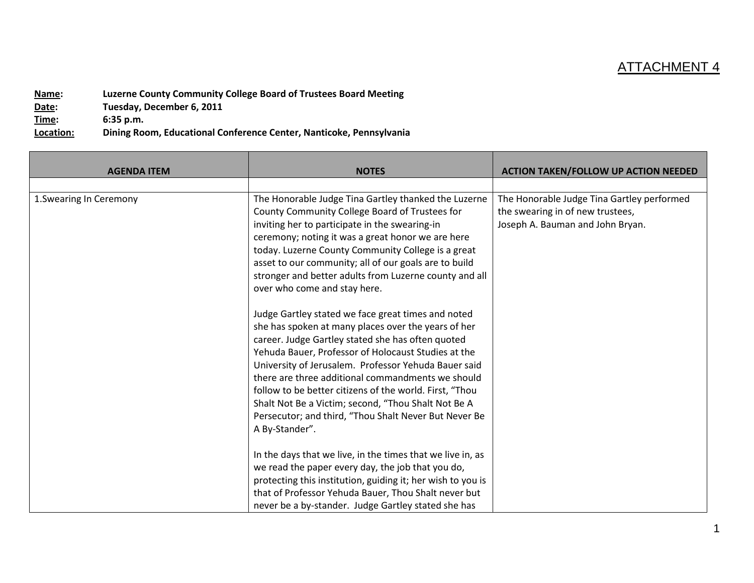ATTACHMENT 4

**Name:** **Luzerne County Community College Board of Trustees Board Meeting**
**Date:** **Tuesday, December 6, 2011**
**Time:** **6:35 p.m.**
**Location:** **Dining Room, Educational Conference Center, Nanticoke, Pennsylvania**

| AGENDA ITEM | NOTES | ACTION TAKEN/FOLLOW UP ACTION NEEDED |
|---|---|---|
| | | |
| 1.Swearing In Ceremony | The Honorable Judge Tina Gartley thanked the Luzerne County Community College Board of Trustees for inviting her to participate in the swearing-in ceremony; noting it was a great honor we are here today. Luzerne County Community College is a great asset to our community; all of our goals are to build stronger and better adults from Luzerne county and all over who come and stay here.<br><br>Judge Gartley stated we face great times and noted she has spoken at many places over the years of her career. Judge Gartley stated she has often quoted Yehuda Bauer, Professor of Holocaust Studies at the University of Jerusalem. Professor Yehuda Bauer said there are three additional commandments we should follow to be better citizens of the world. First, "Thou Shalt Not Be a Victim; second, "Thou Shalt Not Be A Persecutor; and third, "Thou Shalt Never But Never Be A By-Stander".<br><br>In the days that we live, in the times that we live in, as we read the paper every day, the job that you do, protecting this institution, guiding it; her wish to you is that of Professor Yehuda Bauer, Thou Shalt never but never be a by-stander. Judge Gartley stated she has | The Honorable Judge Tina Gartley performed the swearing in of new trustees, Joseph A. Bauman and John Bryan. |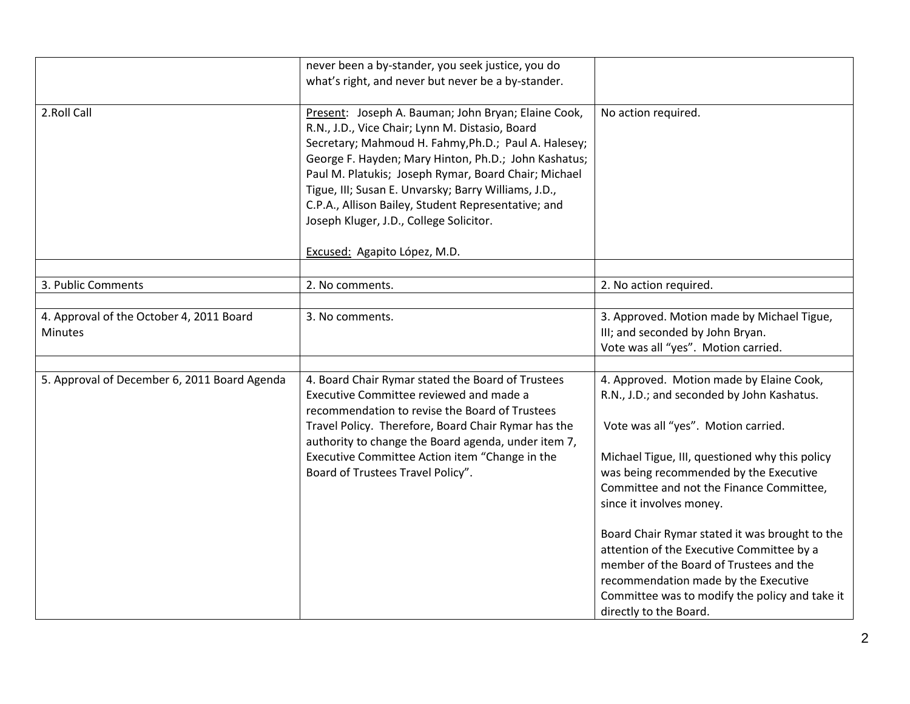| | | |
|---|---|---|
| | never been a by-stander, you seek justice, you do what's right, and never but never be a by-stander. | |
| 2.Roll Call | Present: Joseph A. Bauman; John Bryan; Elaine Cook, R.N., J.D., Vice Chair; Lynn M. Distasio, Board Secretary; Mahmoud H. Fahmy,Ph.D.; Paul A. Halesey; George F. Hayden; Mary Hinton, Ph.D.; John Kashatus; Paul M. Platukis; Joseph Rymar, Board Chair; Michael Tigue, III; Susan E. Unvarsky; Barry Williams, J.D., C.P.A., Allison Bailey, Student Representative; and Joseph Kluger, J.D., College Solicitor.<br><br>Excused: Agapito López, M.D. | No action required. |
| | | |
| 3. Public Comments | 2. No comments. | 2. No action required. |
| | | |
| 4. Approval of the October 4, 2011 Board Minutes | 3. No comments. | 3. Approved. Motion made by Michael Tigue, III; and seconded by John Bryan.<br>Vote was all "yes". Motion carried. |
| | | |
| 5. Approval of December 6, 2011 Board Agenda | 4. Board Chair Rymar stated the Board of Trustees Executive Committee reviewed and made a recommendation to revise the Board of Trustees Travel Policy. Therefore, Board Chair Rymar has the authority to change the Board agenda, under item 7, Executive Committee Action item "Change in the Board of Trustees Travel Policy". | 4. Approved. Motion made by Elaine Cook, R.N., J.D.; and seconded by John Kashatus.<br><br>Vote was all "yes". Motion carried.<br><br>Michael Tigue, III, questioned why this policy was being recommended by the Executive Committee and not the Finance Committee, since it involves money.<br><br>Board Chair Rymar stated it was brought to the attention of the Executive Committee by a member of the Board of Trustees and the recommendation made by the Executive Committee was to modify the policy and take it directly to the Board. |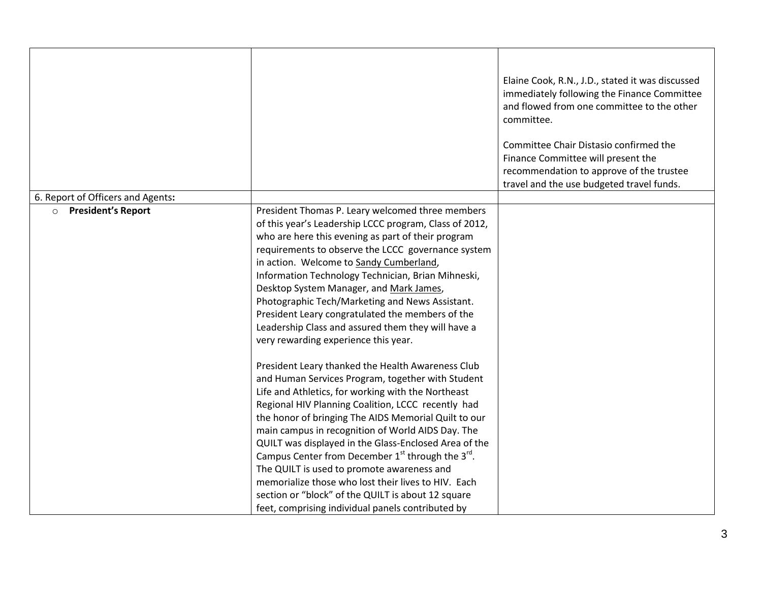| | | |
|---|---|---|
| | | Elaine Cook, R.N., J.D., stated it was discussed immediately following the Finance Committee and flowed from one committee to the other committee.<br><br>Committee Chair Distasio confirmed the Finance Committee will present the recommendation to approve of the trustee travel and the use budgeted travel funds. |
| 6. Report of Officers and Agents**:** | | |
| ○ **President's Report** | President Thomas P. Leary welcomed three members of this year's Leadership LCCC program, Class of 2012, who are here this evening as part of their program requirements to observe the LCCC governance system in action. Welcome to Sandy Cumberland, Information Technology Technician, Brian Mihneski, Desktop System Manager, and Mark James, Photographic Tech/Marketing and News Assistant. President Leary congratulated the members of the Leadership Class and assured them they will have a very rewarding experience this year.<br><br>President Leary thanked the Health Awareness Club and Human Services Program, together with Student Life and Athletics, for working with the Northeast Regional HIV Planning Coalition, LCCC recently had the honor of bringing The AIDS Memorial Quilt to our main campus in recognition of World AIDS Day. The QUILT was displayed in the Glass-Enclosed Area of the Campus Center from December 1st through the 3rd. The QUILT is used to promote awareness and memorialize those who lost their lives to HIV. Each section or "block" of the QUILT is about 12 square feet, comprising individual panels contributed by | |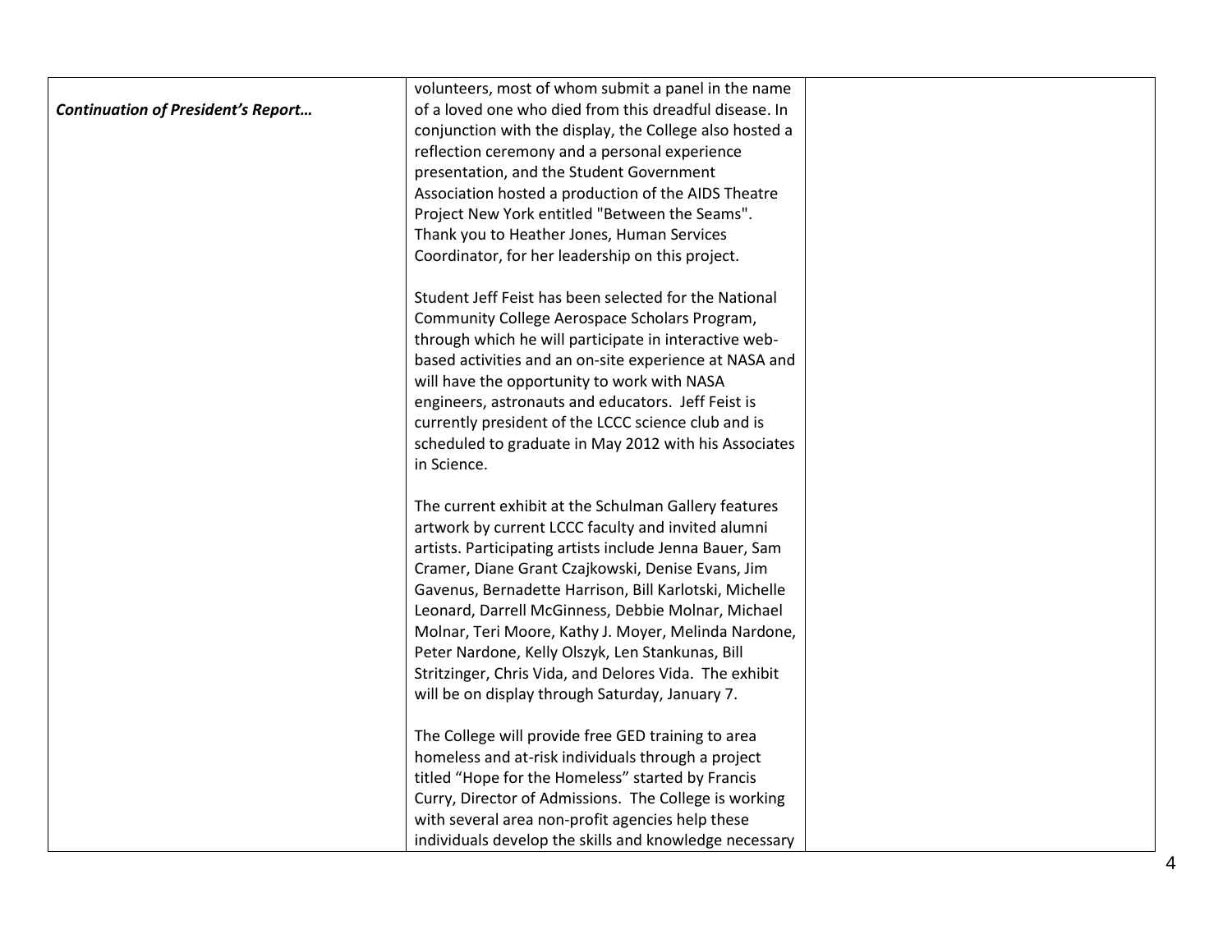| | | |
|---|---|---|
| ***Continuation of President's Report…*** | volunteers, most of whom submit a panel in the name of a loved one who died from this dreadful disease. In conjunction with the display, the College also hosted a reflection ceremony and a personal experience presentation, and the Student Government Association hosted a production of the AIDS Theatre Project New York entitled "Between the Seams". Thank you to Heather Jones, Human Services Coordinator, for her leadership on this project.<br><br>Student Jeff Feist has been selected for the National Community College Aerospace Scholars Program, through which he will participate in interactive web-based activities and an on-site experience at NASA and will have the opportunity to work with NASA engineers, astronauts and educators. Jeff Feist is currently president of the LCCC science club and is scheduled to graduate in May 2012 with his Associates in Science.<br><br>The current exhibit at the Schulman Gallery features artwork by current LCCC faculty and invited alumni artists. Participating artists include Jenna Bauer, Sam Cramer, Diane Grant Czajkowski, Denise Evans, Jim Gavenus, Bernadette Harrison, Bill Karlotski, Michelle Leonard, Darrell McGinness, Debbie Molnar, Michael Molnar, Teri Moore, Kathy J. Moyer, Melinda Nardone, Peter Nardone, Kelly Olszyk, Len Stankunas, Bill Stritzinger, Chris Vida, and Delores Vida. The exhibit will be on display through Saturday, January 7.<br><br>The College will provide free GED training to area homeless and at-risk individuals through a project titled "Hope for the Homeless" started by Francis Curry, Director of Admissions. The College is working with several area non-profit agencies help these individuals develop the skills and knowledge necessary | |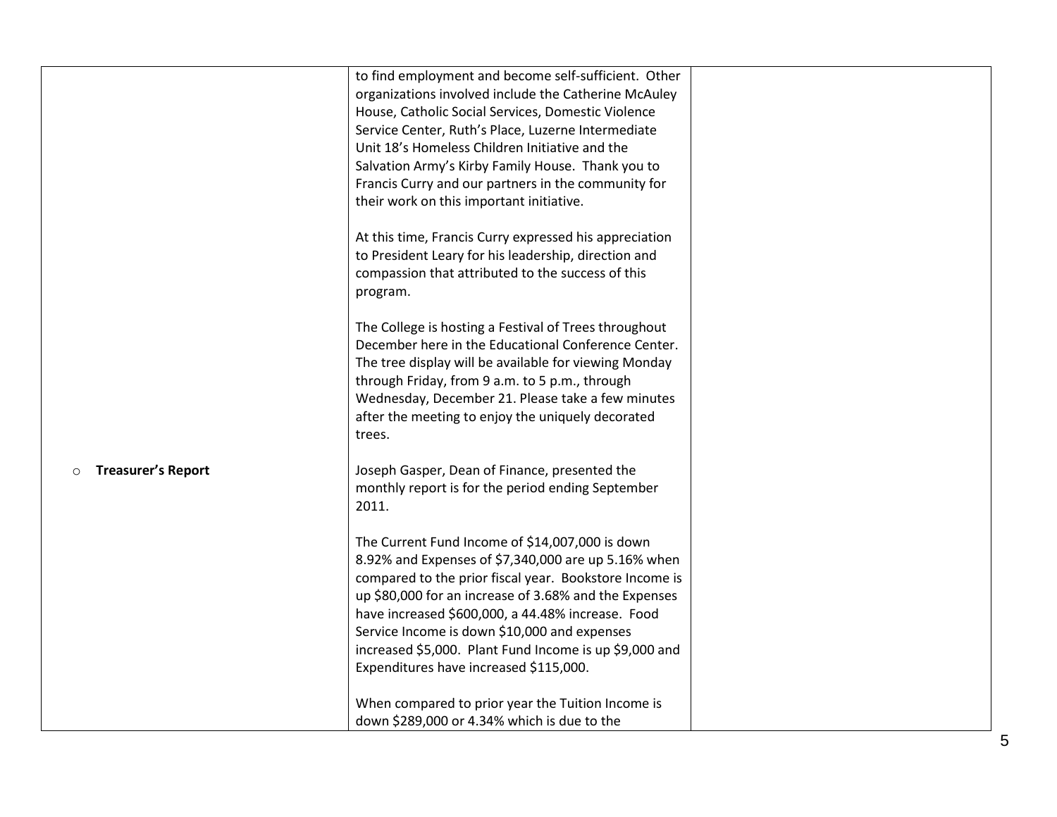| | | |
|---|---|---|
| | to find employment and become self-sufficient. Other organizations involved include the Catherine McAuley House, Catholic Social Services, Domestic Violence Service Center, Ruth's Place, Luzerne Intermediate Unit 18's Homeless Children Initiative and the Salvation Army's Kirby Family House. Thank you to Francis Curry and our partners in the community for their work on this important initiative.<br><br>At this time, Francis Curry expressed his appreciation to President Leary for his leadership, direction and compassion that attributed to the success of this program.<br><br>The College is hosting a Festival of Trees throughout December here in the Educational Conference Center. The tree display will be available for viewing Monday through Friday, from 9 a.m. to 5 p.m., through Wednesday, December 21. Please take a few minutes after the meeting to enjoy the uniquely decorated trees. | |
| ○ **Treasurer's Report** | Joseph Gasper, Dean of Finance, presented the monthly report is for the period ending September 2011.<br><br>The Current Fund Income of $14,007,000 is down 8.92% and Expenses of $7,340,000 are up 5.16% when compared to the prior fiscal year. Bookstore Income is up $80,000 for an increase of 3.68% and the Expenses have increased $600,000, a 44.48% increase. Food Service Income is down $10,000 and expenses increased $5,000. Plant Fund Income is up $9,000 and Expenditures have increased $115,000.<br><br>When compared to prior year the Tuition Income is down $289,000 or 4.34% which is due to the | |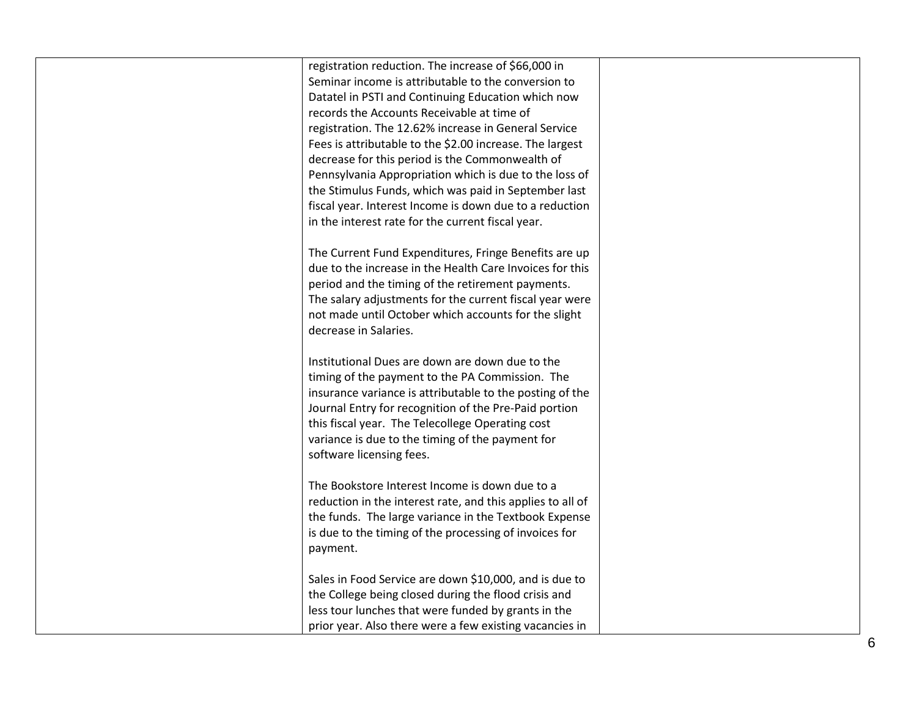|  |  |  |
|---|---|---|
|  | registration reduction. The increase of $66,000 in Seminar income is attributable to the conversion to Datatel in PSTI and Continuing Education which now records the Accounts Receivable at time of registration. The 12.62% increase in General Service Fees is attributable to the $2.00 increase. The largest decrease for this period is the Commonwealth of Pennsylvania Appropriation which is due to the loss of the Stimulus Funds, which was paid in September last fiscal year. Interest Income is down due to a reduction in the interest rate for the current fiscal year.<br><br>The Current Fund Expenditures, Fringe Benefits are up due to the increase in the Health Care Invoices for this period and the timing of the retirement payments. The salary adjustments for the current fiscal year were not made until October which accounts for the slight decrease in Salaries.<br><br>Institutional Dues are down are down due to the timing of the payment to the PA Commission. The insurance variance is attributable to the posting of the Journal Entry for recognition of the Pre-Paid portion this fiscal year. The Telecollege Operating cost variance is due to the timing of the payment for software licensing fees.<br><br>The Bookstore Interest Income is down due to a reduction in the interest rate, and this applies to all of the funds. The large variance in the Textbook Expense is due to the timing of the processing of invoices for payment.<br><br>Sales in Food Service are down $10,000, and is due to the College being closed during the flood crisis and less tour lunches that were funded by grants in the prior year. Also there were a few existing vacancies in |  |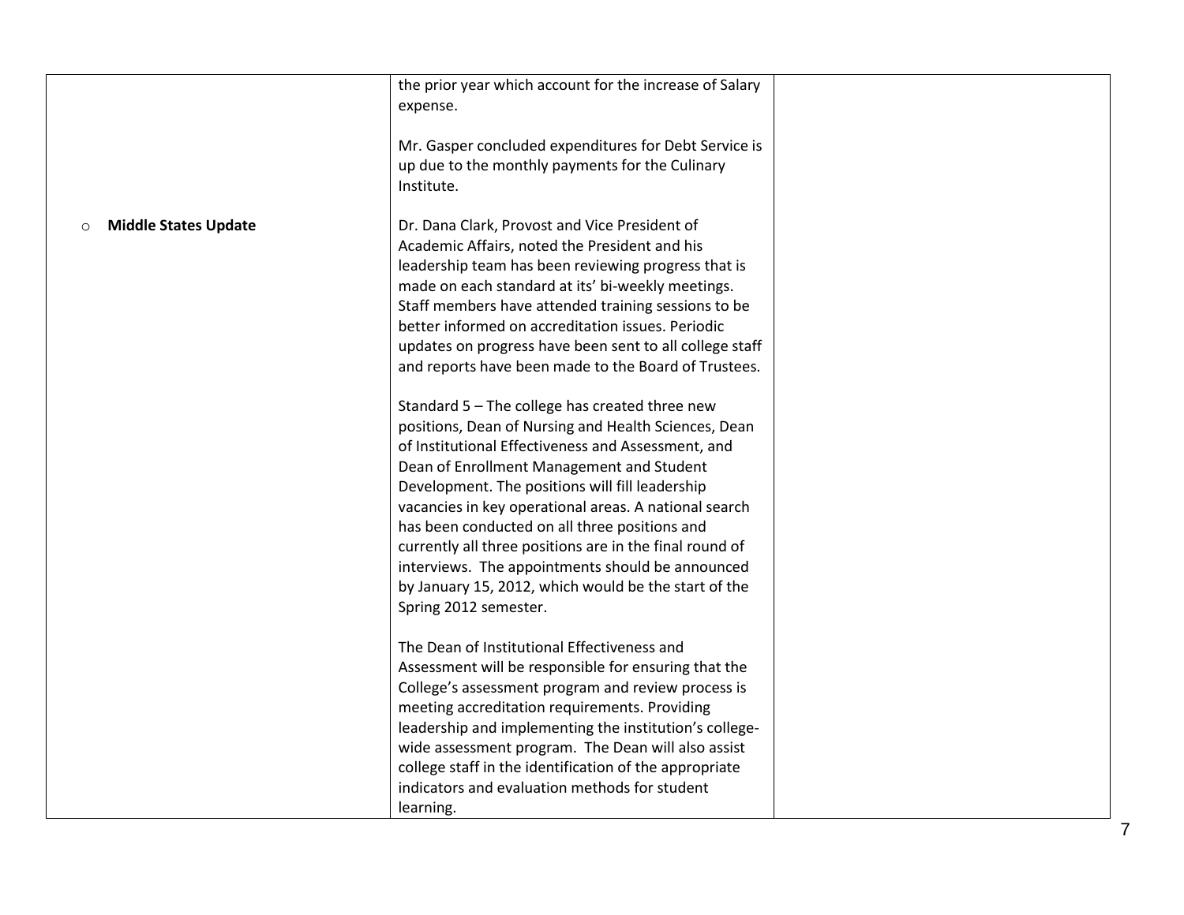| | | |
|---|---|---|
| | the prior year which account for the increase of Salary expense.<br><br>Mr. Gasper concluded expenditures for Debt Service is up due to the monthly payments for the Culinary Institute. | |
| ○ **Middle States Update** | Dr. Dana Clark, Provost and Vice President of Academic Affairs, noted the President and his leadership team has been reviewing progress that is made on each standard at its' bi-weekly meetings. Staff members have attended training sessions to be better informed on accreditation issues. Periodic updates on progress have been sent to all college staff and reports have been made to the Board of Trustees.<br><br>Standard 5 – The college has created three new positions, Dean of Nursing and Health Sciences, Dean of Institutional Effectiveness and Assessment, and Dean of Enrollment Management and Student Development. The positions will fill leadership vacancies in key operational areas. A national search has been conducted on all three positions and currently all three positions are in the final round of interviews. The appointments should be announced by January 15, 2012, which would be the start of the Spring 2012 semester.<br><br>The Dean of Institutional Effectiveness and Assessment will be responsible for ensuring that the College's assessment program and review process is meeting accreditation requirements. Providing leadership and implementing the institution's college-wide assessment program. The Dean will also assist college staff in the identification of the appropriate indicators and evaluation methods for student learning. | |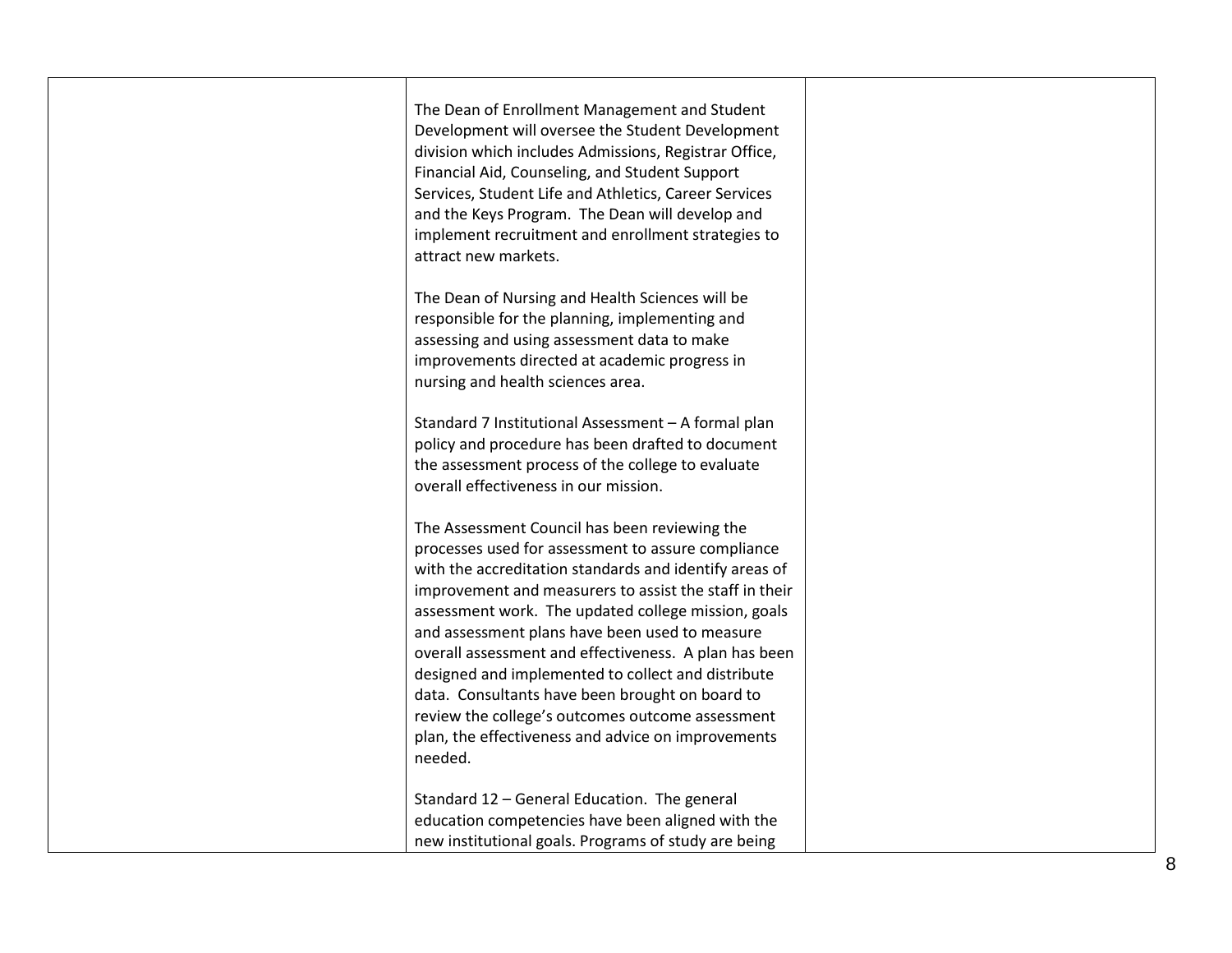| | | |
|---|---|---|
| | The Dean of Enrollment Management and Student Development will oversee the Student Development division which includes Admissions, Registrar Office, Financial Aid, Counseling, and Student Support Services, Student Life and Athletics, Career Services and the Keys Program. The Dean will develop and implement recruitment and enrollment strategies to attract new markets.<br><br>The Dean of Nursing and Health Sciences will be responsible for the planning, implementing and assessing and using assessment data to make improvements directed at academic progress in nursing and health sciences area.<br><br>Standard 7 Institutional Assessment – A formal plan policy and procedure has been drafted to document the assessment process of the college to evaluate overall effectiveness in our mission.<br><br>The Assessment Council has been reviewing the processes used for assessment to assure compliance with the accreditation standards and identify areas of improvement and measurers to assist the staff in their assessment work. The updated college mission, goals and assessment plans have been used to measure overall assessment and effectiveness. A plan has been designed and implemented to collect and distribute data. Consultants have been brought on board to review the college's outcomes outcome assessment plan, the effectiveness and advice on improvements needed.<br><br>Standard 12 – General Education. The general education competencies have been aligned with the new institutional goals. Programs of study are being | |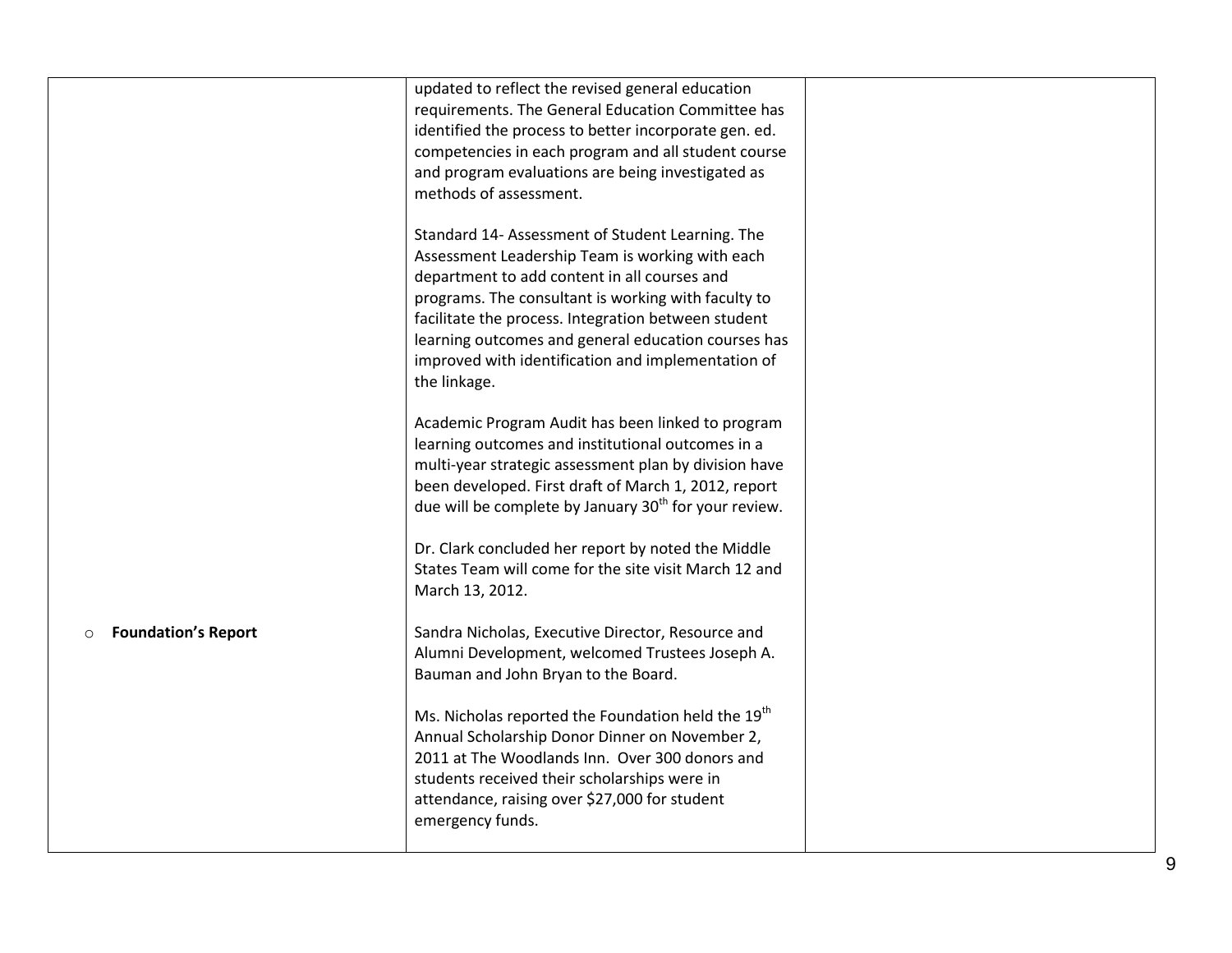| | | |
|---|---|---|
| | updated to reflect the revised general education requirements. The General Education Committee has identified the process to better incorporate gen. ed. competencies in each program and all student course and program evaluations are being investigated as methods of assessment.<br><br>Standard 14- Assessment of Student Learning. The Assessment Leadership Team is working with each department to add content in all courses and programs. The consultant is working with faculty to facilitate the process. Integration between student learning outcomes and general education courses has improved with identification and implementation of the linkage.<br><br>Academic Program Audit has been linked to program learning outcomes and institutional outcomes in a multi-year strategic assessment plan by division have been developed. First draft of March 1, 2012, report due will be complete by January 30th for your review.<br><br>Dr. Clark concluded her report by noted the Middle States Team will come for the site visit March 12 and March 13, 2012. | |
| ○ **Foundation's Report** | Sandra Nicholas, Executive Director, Resource and Alumni Development, welcomed Trustees Joseph A. Bauman and John Bryan to the Board.<br><br>Ms. Nicholas reported the Foundation held the 19th Annual Scholarship Donor Dinner on November 2, 2011 at The Woodlands Inn. Over 300 donors and students received their scholarships were in attendance, raising over $27,000 for student emergency funds. | |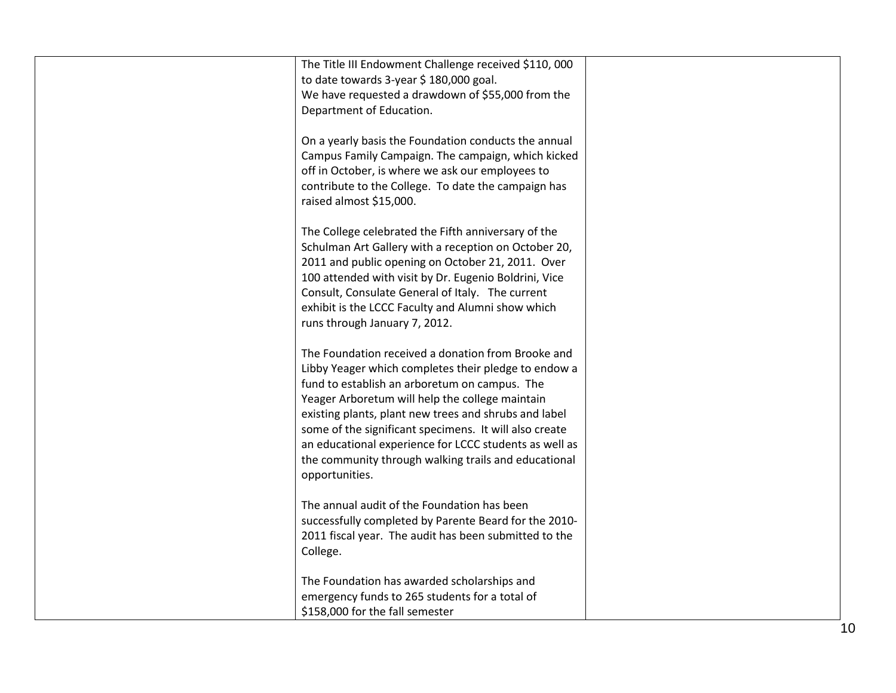|  |  |  |
|---|---|---|
|  | The Title III Endowment Challenge received $110, 000 to date towards 3-year $ 180,000 goal.<br>We have requested a drawdown of $55,000 from the Department of Education.<br><br>On a yearly basis the Foundation conducts the annual Campus Family Campaign. The campaign, which kicked off in October, is where we ask our employees to contribute to the College. To date the campaign has raised almost $15,000.<br><br>The College celebrated the Fifth anniversary of the Schulman Art Gallery with a reception on October 20, 2011 and public opening on October 21, 2011. Over 100 attended with visit by Dr. Eugenio Boldrini, Vice Consult, Consulate General of Italy. The current exhibit is the LCCC Faculty and Alumni show which runs through January 7, 2012.<br><br>The Foundation received a donation from Brooke and Libby Yeager which completes their pledge to endow a fund to establish an arboretum on campus. The Yeager Arboretum will help the college maintain existing plants, plant new trees and shrubs and label some of the significant specimens. It will also create an educational experience for LCCC students as well as the community through walking trails and educational opportunities.<br><br>The annual audit of the Foundation has been successfully completed by Parente Beard for the 2010-2011 fiscal year. The audit has been submitted to the College.<br><br>The Foundation has awarded scholarships and emergency funds to 265 students for a total of $158,000 for the fall semester |  |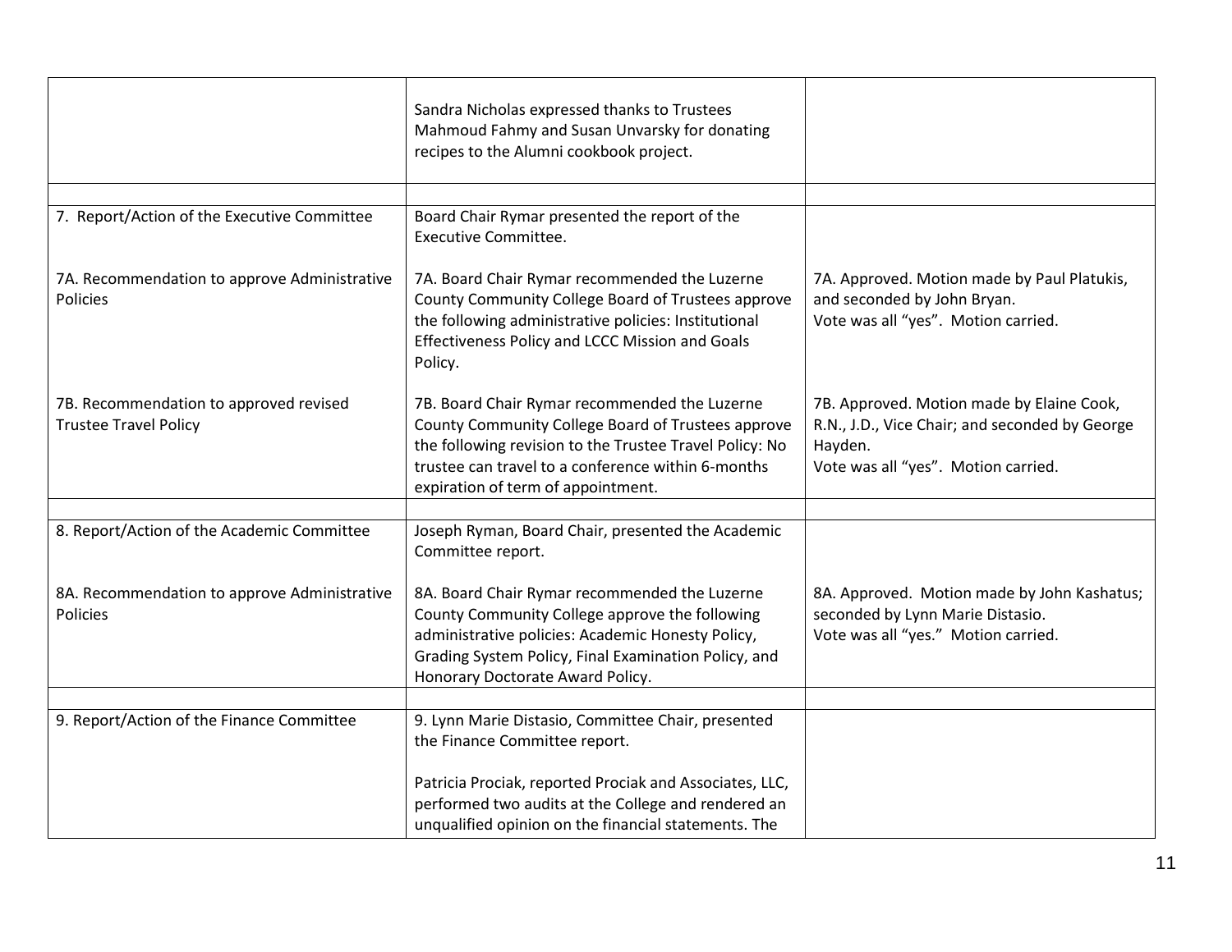| | | |
|---|---|---|
| | Sandra Nicholas expressed thanks to Trustees Mahmoud Fahmy and Susan Unvarsky for donating recipes to the Alumni cookbook project. | |
| | | |
| 7. Report/Action of the Executive Committee | Board Chair Rymar presented the report of the Executive Committee. | |
| 7A. Recommendation to approve Administrative Policies | 7A. Board Chair Rymar recommended the Luzerne County Community College Board of Trustees approve the following administrative policies: Institutional Effectiveness Policy and LCCC Mission and Goals Policy. | 7A. Approved. Motion made by Paul Platukis, and seconded by John Bryan.<br>Vote was all "yes". Motion carried. |
| 7B. Recommendation to approved revised Trustee Travel Policy | 7B. Board Chair Rymar recommended the Luzerne County Community College Board of Trustees approve the following revision to the Trustee Travel Policy: No trustee can travel to a conference within 6-months expiration of term of appointment. | 7B. Approved. Motion made by Elaine Cook, R.N., J.D., Vice Chair; and seconded by George Hayden.<br>Vote was all "yes". Motion carried. |
| | | |
| 8. Report/Action of the Academic Committee | Joseph Ryman, Board Chair, presented the Academic Committee report. | |
| 8A. Recommendation to approve Administrative Policies | 8A. Board Chair Rymar recommended the Luzerne County Community College approve the following administrative policies: Academic Honesty Policy, Grading System Policy, Final Examination Policy, and Honorary Doctorate Award Policy. | 8A. Approved. Motion made by John Kashatus; seconded by Lynn Marie Distasio.<br>Vote was all "yes." Motion carried. |
| | | |
| 9. Report/Action of the Finance Committee | 9. Lynn Marie Distasio, Committee Chair, presented the Finance Committee report.<br><br>Patricia Prociak, reported Prociak and Associates, LLC, performed two audits at the College and rendered an unqualified opinion on the financial statements. The | |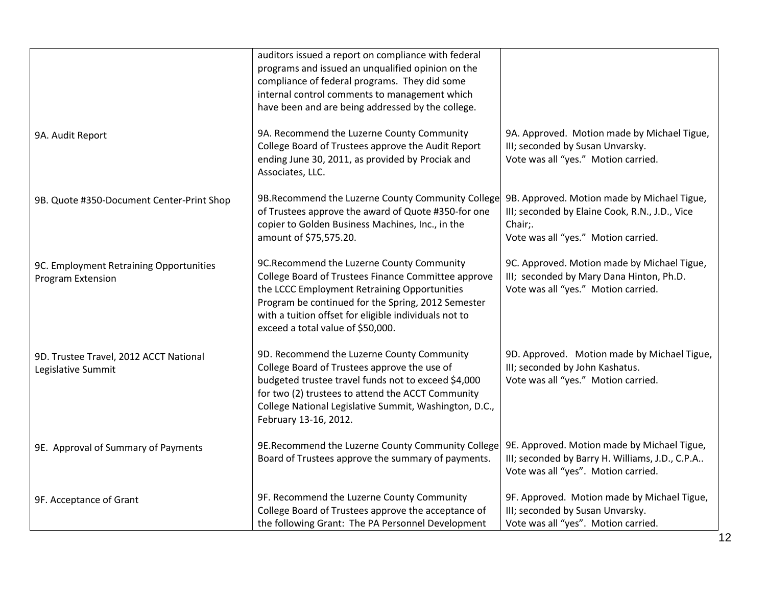| | | |
|---|---|---|
| | auditors issued a report on compliance with federal programs and issued an unqualified opinion on the compliance of federal programs. They did some internal control comments to management which have been and are being addressed by the college. | |
| 9A. Audit Report | 9A. Recommend the Luzerne County Community College Board of Trustees approve the Audit Report ending June 30, 2011, as provided by Prociak and Associates, LLC. | 9A. Approved. Motion made by Michael Tigue, III; seconded by Susan Unvarsky. Vote was all "yes." Motion carried. |
| 9B. Quote #350-Document Center-Print Shop | 9B.Recommend the Luzerne County Community College of Trustees approve the award of Quote #350-for one copier to Golden Business Machines, Inc., in the amount of $75,575.20. | 9B. Approved. Motion made by Michael Tigue, III; seconded by Elaine Cook, R.N., J.D., Vice Chair;. Vote was all "yes." Motion carried. |
| 9C. Employment Retraining Opportunities Program Extension | 9C.Recommend the Luzerne County Community College Board of Trustees Finance Committee approve the LCCC Employment Retraining Opportunities Program be continued for the Spring, 2012 Semester with a tuition offset for eligible individuals not to exceed a total value of $50,000. | 9C. Approved. Motion made by Michael Tigue, III; seconded by Mary Dana Hinton, Ph.D. Vote was all "yes." Motion carried. |
| 9D. Trustee Travel, 2012 ACCT National Legislative Summit | 9D. Recommend the Luzerne County Community College Board of Trustees approve the use of budgeted trustee travel funds not to exceed $4,000 for two (2) trustees to attend the ACCT Community College National Legislative Summit, Washington, D.C., February 13-16, 2012. | 9D. Approved. Motion made by Michael Tigue, III; seconded by John Kashatus. Vote was all "yes." Motion carried. |
| 9E. Approval of Summary of Payments | 9E.Recommend the Luzerne County Community College Board of Trustees approve the summary of payments. | 9E. Approved. Motion made by Michael Tigue, III; seconded by Barry H. Williams, J.D., C.P.A.. Vote was all "yes". Motion carried. |
| 9F. Acceptance of Grant | 9F. Recommend the Luzerne County Community College Board of Trustees approve the acceptance of the following Grant: The PA Personnel Development | 9F. Approved. Motion made by Michael Tigue, III; seconded by Susan Unvarsky. Vote was all "yes". Motion carried. |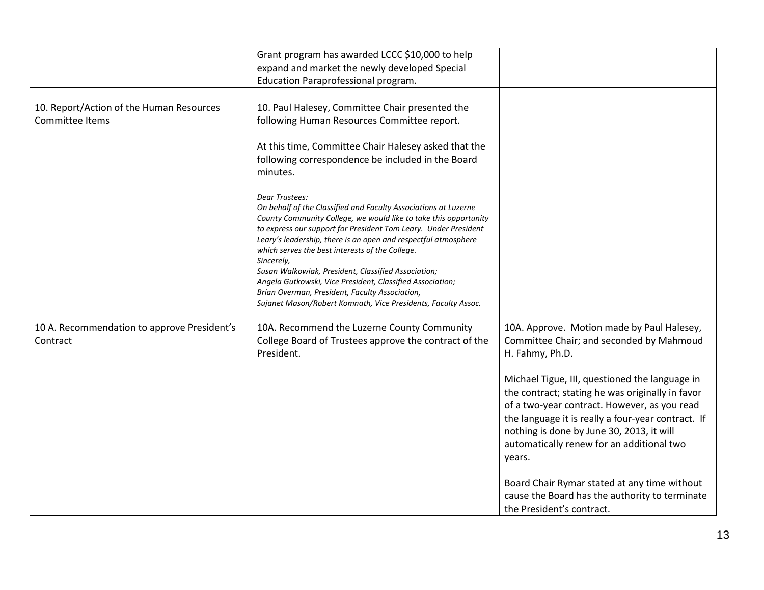| | | |
|---|---|---|
| | Grant program has awarded LCCC $10,000 to help expand and market the newly developed Special Education Paraprofessional program. | |
| | | |
| 10. Report/Action of the Human Resources Committee Items | 10. Paul Halesey, Committee Chair presented the following Human Resources Committee report.<br><br>At this time, Committee Chair Halesey asked that the following correspondence be included in the Board minutes.<br><br>*Dear Trustees:*<br>*On behalf of the Classified and Faculty Associations at Luzerne County Community College, we would like to take this opportunity to express our support for President Tom Leary. Under President Leary's leadership, there is an open and respectful atmosphere which serves the best interests of the College.*<br>*Sincerely,*<br>*Susan Walkowiak, President, Classified Association;*<br>*Angela Gutkowski, Vice President, Classified Association;*<br>*Brian Overman, President, Faculty Association,*<br>*Sujanet Mason/Robert Komnath, Vice Presidents, Faculty Assoc.* | |
| 10 A. Recommendation to approve President's Contract | 10A. Recommend the Luzerne County Community College Board of Trustees approve the contract of the President. | 10A. Approve. Motion made by Paul Halesey, Committee Chair; and seconded by Mahmoud H. Fahmy, Ph.D.<br><br>Michael Tigue, III, questioned the language in the contract; stating he was originally in favor of a two-year contract. However, as you read the language it is really a four-year contract. If nothing is done by June 30, 2013, it will automatically renew for an additional two years.<br><br>Board Chair Rymar stated at any time without cause the Board has the authority to terminate the President's contract. |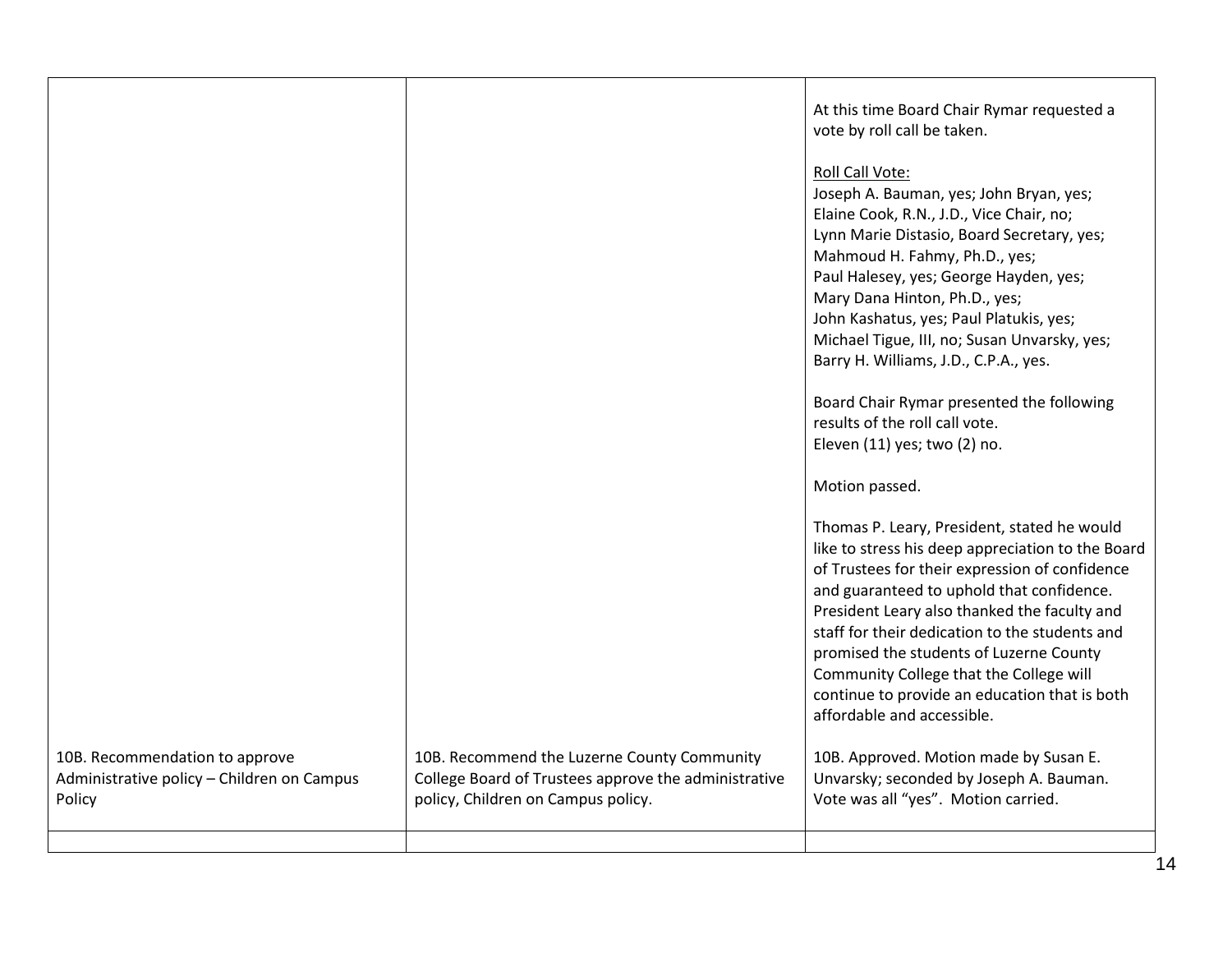| | | |
|---|---|---|
| | | At this time Board Chair Rymar requested a vote by roll call be taken.<br><br>Roll Call Vote:<br>Joseph A. Bauman, yes; John Bryan, yes;<br>Elaine Cook, R.N., J.D., Vice Chair, no;<br>Lynn Marie Distasio, Board Secretary, yes;<br>Mahmoud H. Fahmy, Ph.D., yes;<br>Paul Halesey, yes; George Hayden, yes;<br>Mary Dana Hinton, Ph.D., yes;<br>John Kashatus, yes; Paul Platukis, yes;<br>Michael Tigue, III, no; Susan Unvarsky, yes;<br>Barry H. Williams, J.D., C.P.A., yes.<br><br>Board Chair Rymar presented the following results of the roll call vote.<br>Eleven (11) yes; two (2) no.<br><br>Motion passed.<br><br>Thomas P. Leary, President, stated he would like to stress his deep appreciation to the Board of Trustees for their expression of confidence and guaranteed to uphold that confidence. President Leary also thanked the faculty and staff for their dedication to the students and promised the students of Luzerne County Community College that the College will continue to provide an education that is both affordable and accessible. |
| 10B. Recommendation to approve Administrative policy – Children on Campus Policy | 10B. Recommend the Luzerne County Community College Board of Trustees approve the administrative policy, Children on Campus policy. | 10B. Approved. Motion made by Susan E. Unvarsky; seconded by Joseph A. Bauman. Vote was all "yes". Motion carried. |
| | | |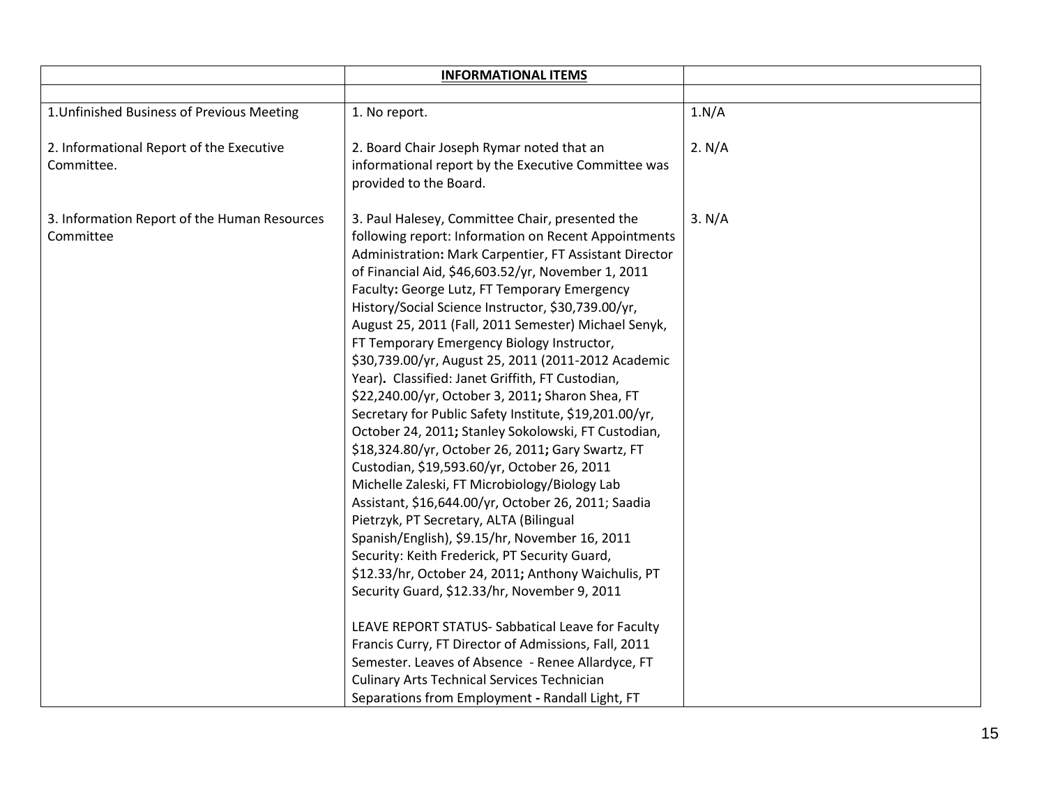| | **INFORMATIONAL ITEMS** | |
|---|---|---|
| | | |
| 1.Unfinished Business of Previous Meeting | 1. No report. | 1.N/A |
| 2. Informational Report of the Executive Committee. | 2. Board Chair Joseph Rymar noted that an informational report by the Executive Committee was provided to the Board. | 2. N/A |
| 3. Information Report of the Human Resources Committee | 3. Paul Halesey, Committee Chair, presented the following report: Information on Recent Appointments Administration**:** Mark Carpentier, FT Assistant Director of Financial Aid, $46,603.52/yr, November 1, 2011 Faculty**:** George Lutz, FT Temporary Emergency History/Social Science Instructor, $30,739.00/yr, August 25, 2011 (Fall, 2011 Semester) Michael Senyk, FT Temporary Emergency Biology Instructor, $30,739.00/yr, August 25, 2011 (2011-2012 Academic Year)**.** Classified: Janet Griffith, FT Custodian, $22,240.00/yr, October 3, 2011**;** Sharon Shea, FT Secretary for Public Safety Institute, $19,201.00/yr, October 24, 2011**;** Stanley Sokolowski, FT Custodian, $18,324.80/yr, October 26, 2011**;** Gary Swartz, FT Custodian, $19,593.60/yr, October 26, 2011 Michelle Zaleski, FT Microbiology/Biology Lab Assistant, $16,644.00/yr, October 26, 2011; Saadia Pietrzyk, PT Secretary, ALTA (Bilingual Spanish/English), $9.15/hr, November 16, 2011 Security: Keith Frederick, PT Security Guard, $12.33/hr, October 24, 2011**;** Anthony Waichulis, PT Security Guard, $12.33/hr, November 9, 2011<br><br>LEAVE REPORT STATUS- Sabbatical Leave for Faculty Francis Curry, FT Director of Admissions, Fall, 2011 Semester. Leaves of Absence - Renee Allardyce, FT Culinary Arts Technical Services Technician Separations from Employment **-** Randall Light, FT | 3. N/A |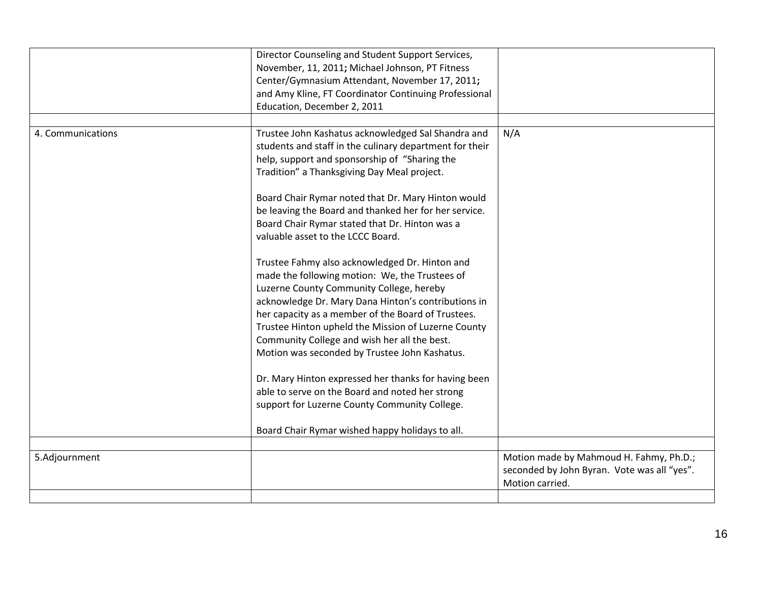| | | |
|---|---|---|
| | Director Counseling and Student Support Services, November, 11, 2011**;** Michael Johnson, PT Fitness Center/Gymnasium Attendant, November 17, 2011**;** and Amy Kline, FT Coordinator Continuing Professional Education, December 2, 2011 | |
| | | |
| 4. Communications | Trustee John Kashatus acknowledged Sal Shandra and students and staff in the culinary department for their help, support and sponsorship of "Sharing the Tradition" a Thanksgiving Day Meal project.<br><br>Board Chair Rymar noted that Dr. Mary Hinton would be leaving the Board and thanked her for her service. Board Chair Rymar stated that Dr. Hinton was a valuable asset to the LCCC Board.<br><br>Trustee Fahmy also acknowledged Dr. Hinton and made the following motion: We, the Trustees of Luzerne County Community College, hereby acknowledge Dr. Mary Dana Hinton's contributions in her capacity as a member of the Board of Trustees. Trustee Hinton upheld the Mission of Luzerne County Community College and wish her all the best. Motion was seconded by Trustee John Kashatus.<br><br>Dr. Mary Hinton expressed her thanks for having been able to serve on the Board and noted her strong support for Luzerne County Community College.<br><br>Board Chair Rymar wished happy holidays to all. | N/A |
| | | |
| 5.Adjournment | | Motion made by Mahmoud H. Fahmy, Ph.D.; seconded by John Byran. Vote was all "yes". Motion carried. |
| | | |